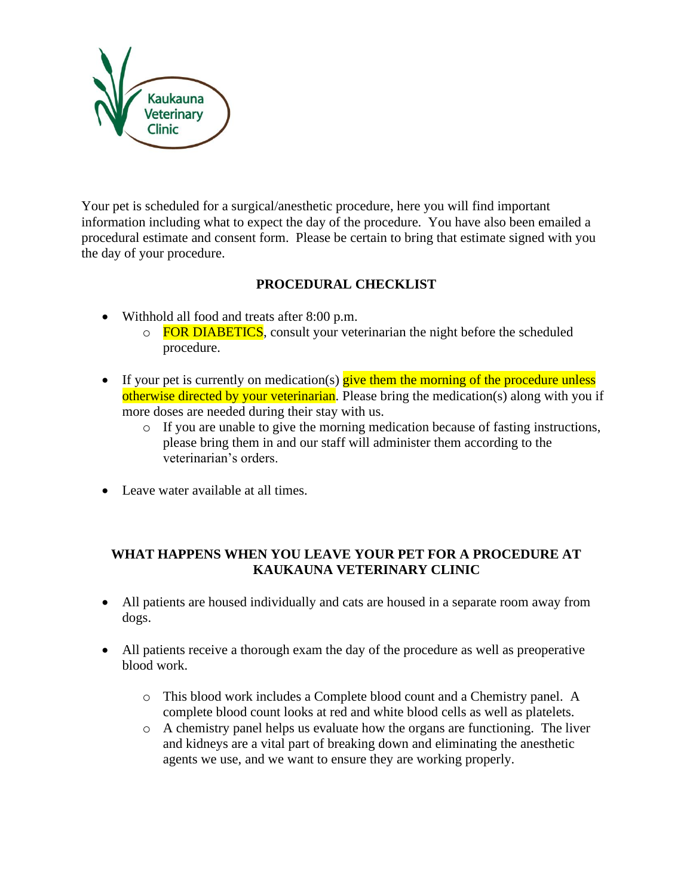Kaukauna Veterinary Clinic

Your pet is scheduled for a surgical/anesthetic procedure, here you will find important information including what to expect the day of the procedure. You have also been emailed a procedural estimate and consent form. Please be certain to bring that estimate signed with you the day of your procedure.

## PROCEDURAL CHECKLIST

- Withhold all food and treats after 8:00 p.m.
  - FOR DIABETICS, consult your veterinarian the night before the scheduled procedure.
- If your pet is currently on medication(s) give them the morning of the procedure unless otherwise directed by your veterinarian. Please bring the medication(s) along with you if more doses are needed during their stay with us.
  - If you are unable to give the morning medication because of fasting instructions, please bring them in and our staff will administer them according to the veterinarian's orders.
- Leave water available at all times.

## WHAT HAPPENS WHEN YOU LEAVE YOUR PET FOR A PROCEDURE AT KAUKAUNA VETERINARY CLINIC

- All patients are housed individually and cats are housed in a separate room away from dogs.
- All patients receive a thorough exam the day of the procedure as well as preoperative blood work.
  - This blood work includes a Complete blood count and a Chemistry panel. A complete blood count looks at red and white blood cells as well as platelets.
  - A chemistry panel helps us evaluate how the organs are functioning. The liver and kidneys are a vital part of breaking down and eliminating the anesthetic agents we use, and we want to ensure they are working properly.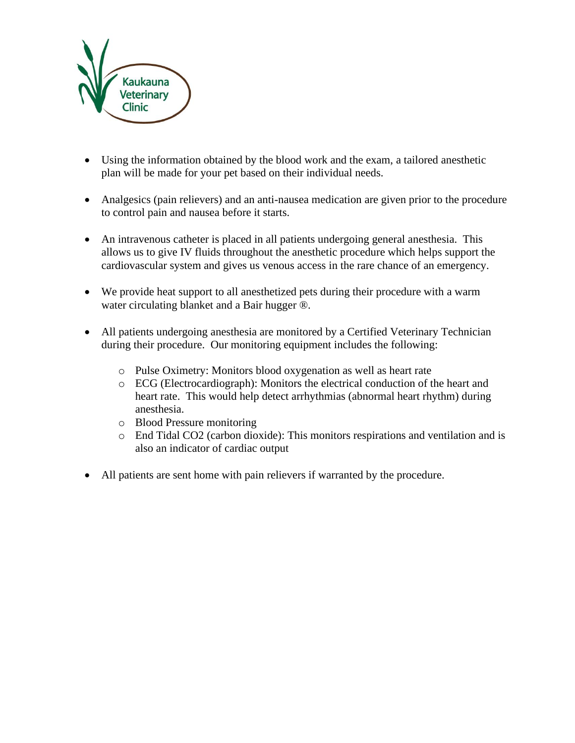- Using the information obtained by the blood work and the exam, a tailored anesthetic plan will be made for your pet based on their individual needs.

- Analgesics (pain relievers) and an anti-nausea medication are given prior to the procedure to control pain and nausea before it starts.

- An intravenous catheter is placed in all patients undergoing general anesthesia. This allows us to give IV fluids throughout the anesthetic procedure which helps support the cardiovascular system and gives us venous access in the rare chance of an emergency.

- We provide heat support to all anesthetized pets during their procedure with a warm water circulating blanket and a Bair hugger ®.

- All patients undergoing anesthesia are monitored by a Certified Veterinary Technician during their procedure. Our monitoring equipment includes the following:

    - Pulse Oximetry: Monitors blood oxygenation as well as heart rate
    - ECG (Electrocardiograph): Monitors the electrical conduction of the heart and heart rate. This would help detect arrhythmias (abnormal heart rhythm) during anesthesia.
    - Blood Pressure monitoring
    - End Tidal $CO_2$ (carbon dioxide): This monitors respirations and ventilation and is also an indicator of cardiac output

- All patients are sent home with pain relievers if warranted by the procedure.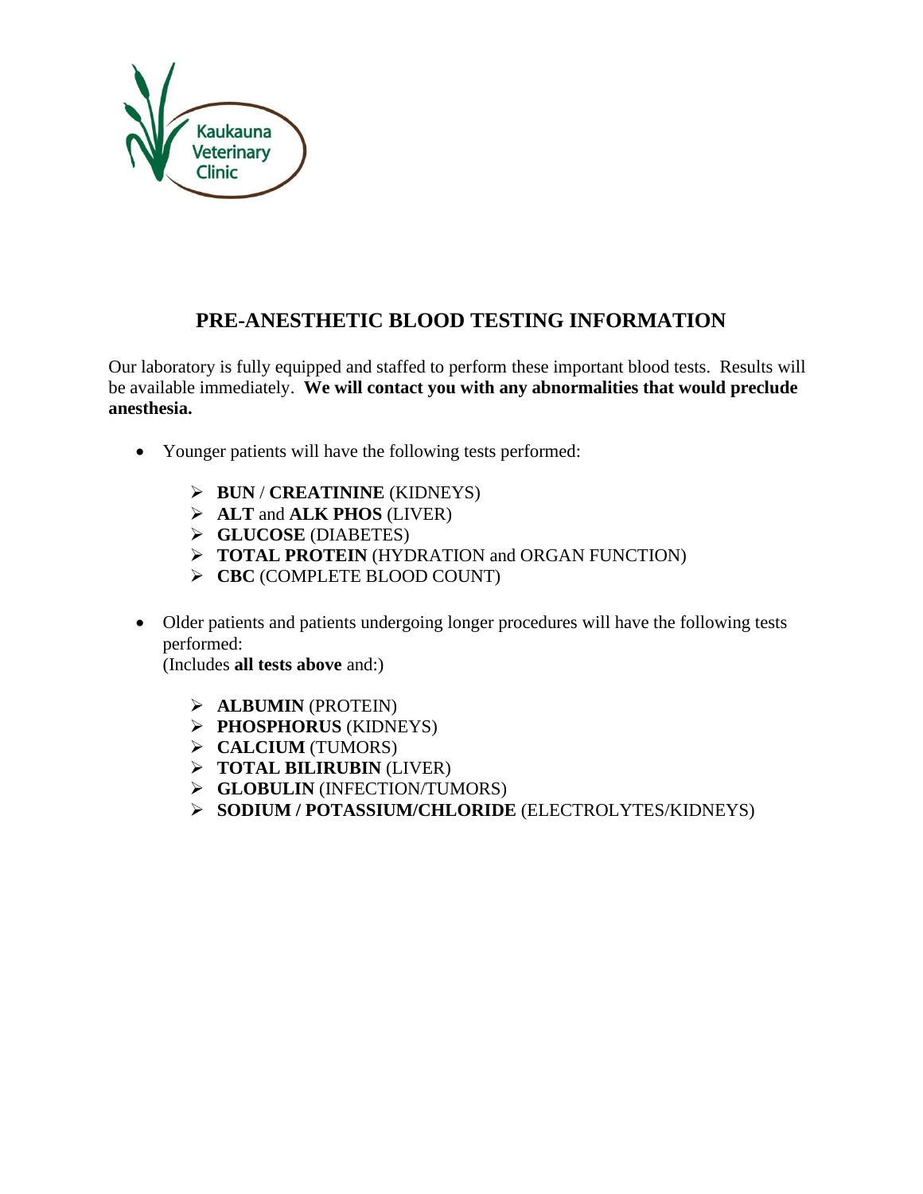Kaukauna Veterinary Clinic

# PRE-ANESTHETIC BLOOD TESTING INFORMATION

Our laboratory is fully equipped and staffed to perform these important blood tests. Results will be available immediately. **We will contact you with any abnormalities that would preclude anesthesia.**

- Younger patients will have the following tests performed:
  - **BUN** / **CREATININE** (KIDNEYS)
  - **ALT** and **ALK PHOS** (LIVER)
  - **GLUCOSE** (DIABETES)
  - **TOTAL PROTEIN** (HYDRATION and ORGAN FUNCTION)
  - **CBC** (COMPLETE BLOOD COUNT)
- Older patients and patients undergoing longer procedures will have the following tests performed:
  (Includes **all tests above** and:)
  - **ALBUMIN** (PROTEIN)
  - **PHOSPHORUS** (KIDNEYS)
  - **CALCIUM** (TUMORS)
  - **TOTAL BILIRUBIN** (LIVER)
  - **GLOBULIN** (INFECTION/TUMORS)
  - **SODIUM / POTASSIUM/CHLORIDE** (ELECTROLYTES/KIDNEYS)